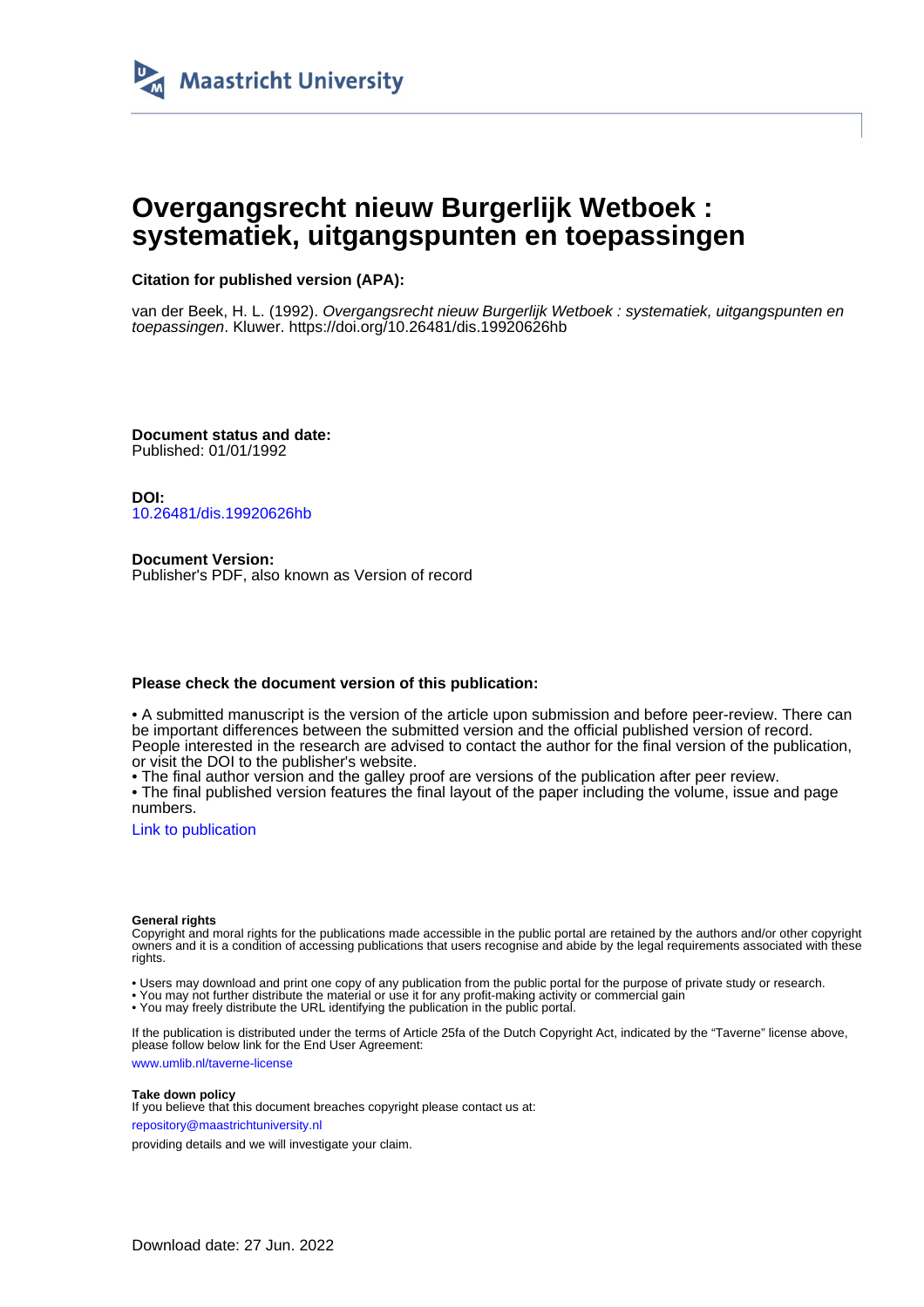Maastricht University

# Overgangsrecht nieuw Burgerlijk Wetboek : systematiek, uitgangspunten en toepassingen

**Citation for published version (APA):**

van der Beek, H. L. (1992). *Overgangsrecht nieuw Burgerlijk Wetboek : systematiek, uitgangspunten en toepassingen*. Kluwer. https://doi.org/10.26481/dis.19920626hb

**Document status and date:**
Published: 01/01/1992

**DOI:**
10.26481/dis.19920626hb

**Document Version:**
Publisher's PDF, also known as Version of record

**Please check the document version of this publication:**

• A submitted manuscript is the version of the article upon submission and before peer-review. There can be important differences between the submitted version and the official published version of record. People interested in the research are advised to contact the author for the final version of the publication, or visit the DOI to the publisher's website.
• The final author version and the galley proof are versions of the publication after peer review.
• The final published version features the final layout of the paper including the volume, issue and page numbers.

Link to publication

**General rights**
Copyright and moral rights for the publications made accessible in the public portal are retained by the authors and/or other copyright owners and it is a condition of accessing publications that users recognise and abide by the legal requirements associated with these rights.

• Users may download and print one copy of any publication from the public portal for the purpose of private study or research.
• You may not further distribute the material or use it for any profit-making activity or commercial gain
• You may freely distribute the URL identifying the publication in the public portal.

If the publication is distributed under the terms of Article 25fa of the Dutch Copyright Act, indicated by the "Taverne" license above, please follow below link for the End User Agreement:

www.umlib.nl/taverne-license

**Take down policy**
If you believe that this document breaches copyright please contact us at:

repository@maastrichtuniversity.nl

providing details and we will investigate your claim.

Download date: 27 Jun. 2022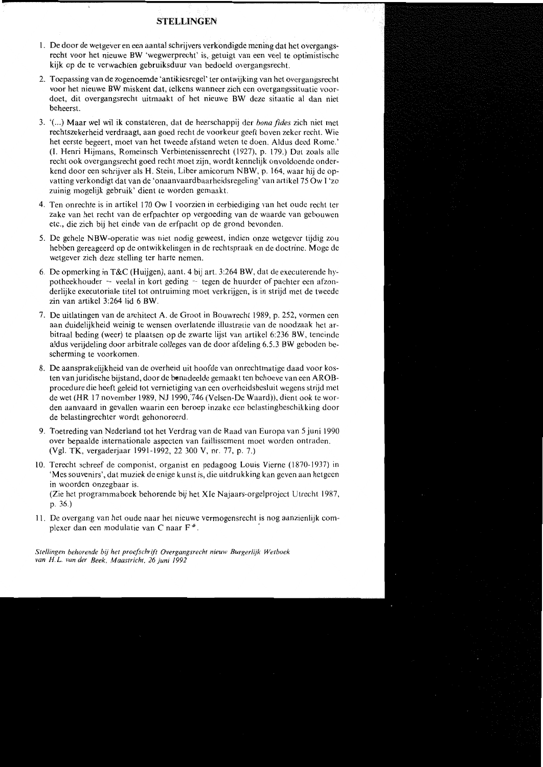# STELLINGEN

1. De door de wetgever en een aantal schrijvers verkondigde mening dat het overgangsrecht voor het nieuwe BW 'wegwerprecht' is, getuigt van een veel te optimistische kijk op de te verwachten gebruiksduur van bedoeld overgangsrecht.

2. Toepassing van de zogenoemde 'antikiesregel' ter ontwijking van het overgangsrecht voor het nieuwe BW miskent dat, telkens wanneer zich een overgangssituatie voordoet, dit overgangsrecht uitmaakt of het nieuwe BW deze situatie al dan niet beheerst.

3. '(...) Maar wel wil ik constateren, dat de heerschappij der *bona fides* zich niet met rechtszekerheid verdraagt, aan goed recht de voorkeur geeft boven zeker recht. Wie het eerste begeert, moet van het tweede afstand weten te doen. Aldus deed Rome.' (I. Henri Hijmans, Romeinsch Verbintenissenrecht (1927), p. 179.) Dat zoals alle recht ook overgangsrecht goed recht moet zijn, wordt kennelijk onvoldoende onderkend door een schrijver als H. Stein, Liber amicorum NBW, p. 164, waar hij de opvatting verkondigt dat van de 'onaanvaardbaarheidsregeling' van artikel 75 Ow I 'zo zuinig mogelijk gebruik' dient te worden gemaakt.

4. Ten onrechte is in artikel 170 Ow I voorzien in eerbiediging van het oude recht ter zake van het recht van de erfpachter op vergoeding van de waarde van gebouwen etc., die zich bij het einde van de erfpacht op de grond bevonden.

5. De gehele NBW-operatie was niet nodig geweest, indien onze wetgever tijdig zou hebben gereageerd op de ontwikkelingen in de rechtspraak en de doctrine. Moge de wetgever zich deze stelling ter harte nemen.

6. De opmerking in T&C (Huijgen), aant. 4 bij art. 3:264 BW, dat de executerende hypotheekhouder – veelal in kort geding – tegen de huurder of pachter een afzonderlijke executoriale titel tot ontruiming moet verkrijgen, is in strijd met de tweede zin van artikel 3:264 lid 6 BW.

7. De uitlatingen van de architect A. de Groot in Bouwrecht 1989, p. 252, vormen een aan duidelijkheid weinig te wensen overlatende illustratie van de noodzaak het arbitraal beding (weer) te plaatsen op de zwarte lijst van artikel 6:236 BW, teneinde aldus verijdeling door arbitrale colleges van de door afdeling 6.5.3 BW geboden bescherming te voorkomen.

8. De aansprakelijkheid van de overheid uit hoofde van onrechtmatige daad voor kosten van juridische bijstand, door de benadeelde gemaakt ten behoeve van een AROB-procedure die heeft geleid tot vernietiging van een overheidsbesluit wegens strijd met de wet (HR 17 november 1989, NJ 1990, 746 (Velsen-De Waard)), dient ook te worden aanvaard in gevallen waarin een beroep inzake een belastingbeschikking door de belastingrechter wordt gehonoreerd.

9. Toetreding van Nederland tot het Verdrag van de Raad van Europa van 5 juni 1990 over bepaalde internationale aspecten van faillissement moet worden ontraden. (Vgl. TK, vergaderjaar 1991-1992, 22 300 V, nr. 77, p. 7.)

10. Terecht schreef de componist, organist en pedagoog Louis Vierne (1870-1937) in 'Mes souvenirs', dat muziek de enige kunst is, die uitdrukking kan geven aan hetgeen in woorden onzegbaar is.
(Zie het programmaboek behorende bij het XIe Najaars-orgelproject Utrecht 1987, p. 36.)

11. De overgang van het oude naar het nieuwe vermogensrecht is nog aanzienlijk complexer dan een modulatie van C naar F#.

*Stellingen behorende bij het proefschrift Overgangsrecht nieuw Burgerlijk Wetboek van H.L. van der Beek, Maastricht, 26 juni 1992*